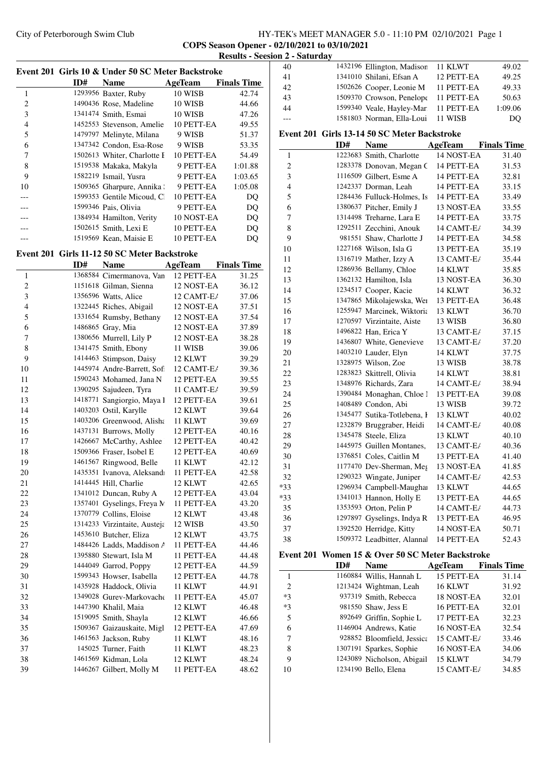City of Peterborough Swim Club

**COPS Season Opener - 02/10/2021 to 03/10/2021**

**Results - Session 2 - Saturday**

### Event 201 Girls 10 & Under 50 SC Meter Backstroke

| | ID# | Name | AgeTeam | Finals Time |
|---|---|---|---|---|
| 1 | 1293956 | Baxter, Ruby | 10 WISB | 42.74 |
| 2 | 1490436 | Rose, Madeline | 10 WISB | 44.66 |
| 3 | 1341474 | Smith, Esmai | 10 WISB | 47.26 |
| 4 | 1452553 | Stevenson, Amelie | 10 PETT-EA | 49.55 |
| 5 | 1479797 | Melinyte, Milana | 9 WISB | 51.37 |
| 6 | 1347342 | Condon, Esa-Rose | 9 WISB | 53.35 |
| 7 | 1502613 | Whiter, Charlotte F | 10 PETT-EA | 54.49 |
| 8 | 1519538 | Makaka, Makyla | 9 PETT-EA | 1:01.88 |
| 9 | 1582219 | Ismail, Yusra | 9 PETT-EA | 1:03.65 |
| 10 | 1509365 | Gharpure, Annika | 9 PETT-EA | 1:05.08 |
| --- | 1599353 | Gentile Micoud, Cl | 10 PETT-EA | DQ |
| --- | 1599346 | Pais, Olivia | 9 PETT-EA | DQ |
| --- | 1384934 | Hamilton, Verity | 10 NOST-EA | DQ |
| --- | 1502615 | Smith, Lexi E | 10 PETT-EA | DQ |
| --- | 1519569 | Kean, Maisie E | 10 PETT-EA | DQ |

### Event 201 Girls 11-12 50 SC Meter Backstroke

| | ID# | Name | AgeTeam | Finals Time |
|---|---|---|---|---|
| 1 | 1368584 | Cimermanova, Van | 12 PETT-EA | 31.25 |
| 2 | 1151618 | Gilman, Sienna | 12 NOST-EA | 36.12 |
| 3 | 1356596 | Watts, Alice | 12 CAMT-EA | 37.06 |
| 4 | 1322445 | Riches, Abigail | 12 NOST-EA | 37.51 |
| 5 | 1331654 | Rumsby, Bethany | 12 NOST-EA | 37.54 |
| 6 | 1486865 | Gray, Mia | 12 NOST-EA | 37.89 |
| 7 | 1380656 | Murrell, Lily P | 12 NOST-EA | 38.28 |
| 8 | 1341475 | Smith, Ebony | 11 WISB | 39.06 |
| 9 | 1414463 | Stimpson, Daisy | 12 KLWT | 39.29 |
| 10 | 1445974 | Andre-Barrett, Sof | 12 CAMT-EA | 39.36 |
| 11 | 1590243 | Mohamed, Jana N | 12 PETT-EA | 39.55 |
| 12 | 1390295 | Sajudeen, Tyra | 11 CAMT-EA | 39.59 |
| 13 | 1418771 | Sangiorgio, Maya I | 12 PETT-EA | 39.61 |
| 14 | 1403203 | Ostil, Karylle | 12 KLWT | 39.64 |
| 15 | 1403206 | Greenwood, Alisha | 11 KLWT | 39.69 |
| 16 | 1437131 | Burrows, Molly | 12 PETT-EA | 40.16 |
| 17 | 1426667 | McCarthy, Ashlee | 12 PETT-EA | 40.42 |
| 18 | 1509366 | Fraser, Isobel E | 12 PETT-EA | 40.69 |
| 19 | 1461567 | Ringwood, Belle | 11 KLWT | 42.12 |
| 20 | 1435351 | Ivanova, Aleksandı | 11 PETT-EA | 42.58 |
| 21 | 1414445 | Hill, Charlie | 12 KLWT | 42.65 |
| 22 | 1341012 | Duncan, Ruby A | 12 PETT-EA | 43.04 |
| 23 | 1357401 | Gyselings, Freya M | 11 PETT-EA | 43.20 |
| 24 | 1370779 | Collins, Eloise | 12 KLWT | 43.48 |
| 25 | 1314233 | Virzintaite, Austeja | 12 WISB | 43.50 |
| 26 | 1453610 | Butcher, Eliza | 12 KLWT | 43.75 |
| 27 | 1484426 | Ladds, Maddison A | 11 PETT-EA | 44.46 |
| 28 | 1395880 | Stewart, Isla M | 11 PETT-EA | 44.48 |
| 29 | 1444049 | Garrod, Poppy | 12 PETT-EA | 44.59 |
| 30 | 1599343 | Howser, Isabella | 12 PETT-EA | 44.78 |
| 31 | 1435928 | Haddock, Olivia | 11 KLWT | 44.91 |
| 32 | 1349028 | Gurev-Markovache | 11 PETT-EA | 45.07 |
| 33 | 1447390 | Khalil, Maia | 12 KLWT | 46.48 |
| 34 | 1519095 | Smith, Shayla | 12 KLWT | 46.66 |
| 35 | 1509367 | Gaizauskaite, Migl | 12 PETT-EA | 47.69 |
| 36 | 1461563 | Jackson, Ruby | 11 KLWT | 48.16 |
| 37 | 145025 | Turner, Faith | 11 KLWT | 48.23 |
| 38 | 1461569 | Kidman, Lola | 12 KLWT | 48.24 |
| 39 | 1446267 | Gilbert, Molly M | 11 PETT-EA | 48.62 |
| 40 | 1432196 | Ellington, Madison | 11 KLWT | 49.02 |
| 41 | 1341010 | Shilani, Efsan A | 12 PETT-EA | 49.25 |
| 42 | 1502626 | Cooper, Leonie M | 11 PETT-EA | 49.33 |
| 43 | 1509370 | Crowson, Penelope | 11 PETT-EA | 50.63 |
| 44 | 1599340 | Veale, Hayley-Mar | 11 PETT-EA | 1:09.06 |
| --- | 1581803 | Norman, Ella-Loui | 11 WISB | DQ |

### Event 201 Girls 13-14 50 SC Meter Backstroke

| | ID# | Name | AgeTeam | Finals Time |
|---|---|---|---|---|
| 1 | 1223683 | Smith, Charlotte | 14 NOST-EA | 31.40 |
| 2 | 1283378 | Donovan, Megan C | 14 PETT-EA | 31.53 |
| 3 | 1116509 | Gilbert, Esme A | 14 PETT-EA | 32.81 |
| 4 | 1242337 | Dorman, Leah | 14 PETT-EA | 33.15 |
| 5 | 1284436 | Fulluck-Holmes, Is | 14 PETT-EA | 33.49 |
| 6 | 1380637 | Pitcher, Emily J | 13 NOST-EA | 33.55 |
| 7 | 1314498 | Treharne, Lara E | 14 PETT-EA | 33.75 |
| 8 | 1292511 | Zecchini, Anouk | 14 CAMT-EA | 34.39 |
| 9 | 981551 | Shaw, Charlotte J | 14 PETT-EA | 34.58 |
| 10 | 1227168 | Wilson, Isla G | 13 PETT-EA | 35.19 |
| 11 | 1316719 | Mather, Izzy A | 13 CAMT-EA | 35.44 |
| 12 | 1286936 | Bellamy, Chloe | 14 KLWT | 35.85 |
| 13 | 1362132 | Hamilton, Isla | 13 NOST-EA | 36.30 |
| 14 | 1234517 | Cooper, Kacie | 14 KLWT | 36.32 |
| 15 | 1347865 | Mikolajewska, Wer | 13 PETT-EA | 36.48 |
| 16 | 1255947 | Marcinek, Wiktoria | 13 KLWT | 36.70 |
| 17 | 1270597 | Virzintaite, Aiste | 13 WISB | 36.80 |
| 18 | 1496822 | Han, Erica Y | 13 CAMT-EA | 37.15 |
| 19 | 1436807 | White, Genevieve | 13 CAMT-EA | 37.20 |
| 20 | 1403210 | Lauder, Elyn | 14 KLWT | 37.75 |
| 21 | 1328975 | Wilson, Zoe | 13 WISB | 38.78 |
| 22 | 1283823 | Skittrell, Olivia | 14 KLWT | 38.81 |
| 23 | 1348976 | Richards, Zara | 14 CAMT-EA | 38.94 |
| 24 | 1390484 | Monaghan, Chloe I | 13 PETT-EA | 39.08 |
| 25 | 1408489 | Condon, Abi | 13 WISB | 39.72 |
| 26 | 1345477 | Sutika-Totlebena, I | 13 KLWT | 40.02 |
| 27 | 1232879 | Bruggraber, Heidi | 14 CAMT-EA | 40.08 |
| 28 | 1345478 | Steele, Eliza | 13 KLWT | 40.10 |
| 29 | 1445975 | Guillen Montanes, | 13 CAMT-EA | 40.36 |
| 30 | 1376851 | Coles, Caitlin M | 13 PETT-EA | 41.40 |
| 31 | 1177470 | Dev-Sherman, Meg | 13 NOST-EA | 41.85 |
| 32 | 1290323 | Wingate, Juniper | 14 CAMT-EA | 42.53 |
| *33 | 1296934 | Campbell-Maughan | 13 KLWT | 44.65 |
| *33 | 1341013 | Hannon, Holly E | 13 PETT-EA | 44.65 |
| 35 | 1353593 | Orton, Pelin P | 14 CAMT-EA | 44.73 |
| 36 | 1297897 | Gyselings, Indya R | 13 PETT-EA | 46.95 |
| 37 | 1392520 | Herridge, Kitty | 14 NOST-EA | 50.71 |
| 38 | 1509372 | Leadbitter, Alannal | 14 PETT-EA | 52.43 |

### Event 201 Women 15 & Over 50 SC Meter Backstroke

| | ID# | Name | AgeTeam | Finals Time |
|---|---|---|---|---|
| 1 | 1160884 | Willis, Hannah L | 15 PETT-EA | 31.14 |
| 2 | 1213424 | Wightman, Leah | 16 KLWT | 31.92 |
| *3 | 937319 | Smith, Rebecca | 18 NOST-EA | 32.01 |
| *3 | 981550 | Shaw, Jess E | 16 PETT-EA | 32.01 |
| 5 | 892649 | Griffin, Sophie L | 17 PETT-EA | 32.23 |
| 6 | 1146904 | Andrews, Katie | 16 NOST-EA | 32.54 |
| 7 | 928852 | Bloomfield, Jessica | 15 CAMT-EA | 33.46 |
| 8 | 1307191 | Sparkes, Sophie | 16 NOST-EA | 34.06 |
| 9 | 1243089 | Nicholson, Abigail | 15 KLWT | 34.79 |
| 10 | 1234190 | Bello, Elena | 15 CAMT-EA | 34.85 |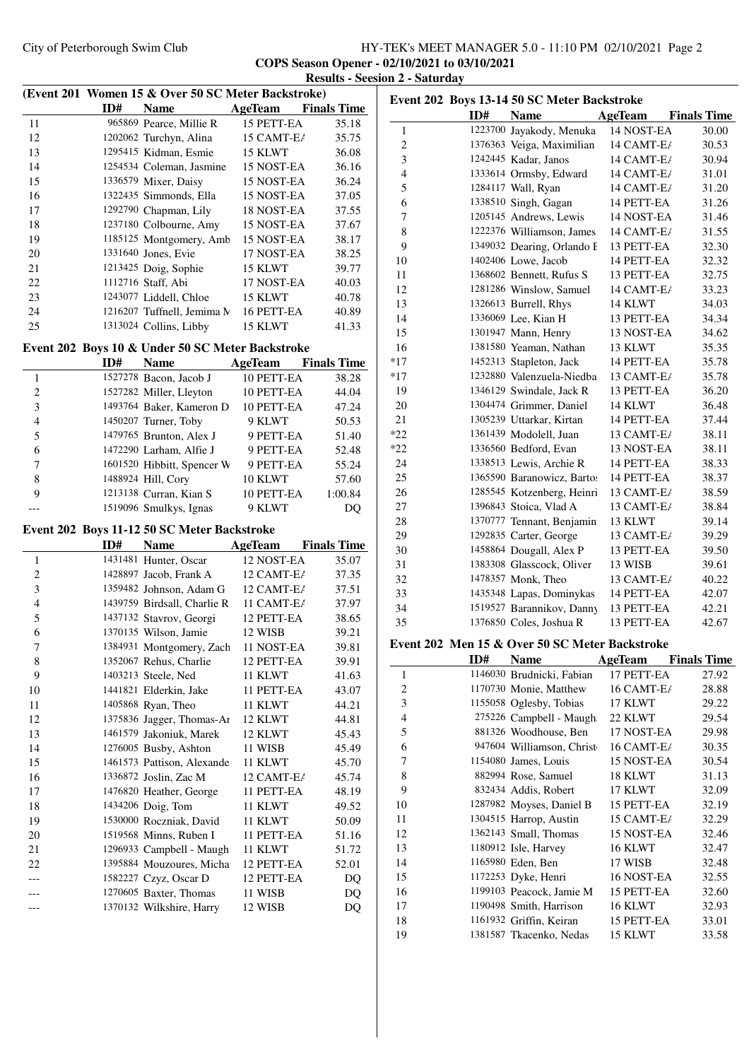### COPS Season Opener - 02/10/2021 to 03/10/2021

### Results - Session 2 - Saturday

**(Event 201 Women 15 & Over 50 SC Meter Backstroke)**

| | ID# | Name | AgeTeam | | Finals Time |
|---|---|---|---|---|---|
| 11 | 965869 | Pearce, Millie R | 15 | PETT-EA | 35.18 |
| 12 | 1202062 | Turchyn, Alina | 15 | CAMT-EA | 35.75 |
| 13 | 1295415 | Kidman, Esmie | 15 | KLWT | 36.08 |
| 14 | 1254534 | Coleman, Jasmine | 15 | NOST-EA | 36.16 |
| 15 | 1336579 | Mixer, Daisy | 15 | NOST-EA | 36.24 |
| 16 | 1322435 | Simmonds, Ella | 15 | NOST-EA | 37.05 |
| 17 | 1292790 | Chapman, Lily | 18 | NOST-EA | 37.55 |
| 18 | 1237180 | Colbourne, Amy | 15 | NOST-EA | 37.67 |
| 19 | 1185125 | Montgomery, Amb | 15 | NOST-EA | 38.17 |
| 20 | 1331640 | Jones, Evie | 17 | NOST-EA | 38.25 |
| 21 | 1213425 | Doig, Sophie | 15 | KLWT | 39.77 |
| 22 | 1112716 | Staff, Abi | 17 | NOST-EA | 40.03 |
| 23 | 1243077 | Liddell, Chloe | 15 | KLWT | 40.78 |
| 24 | 1216207 | Tuffnell, Jemima M | 16 | PETT-EA | 40.89 |
| 25 | 1313024 | Collins, Libby | 15 | KLWT | 41.33 |

**Event 202 Boys 10 & Under 50 SC Meter Backstroke**

| | ID# | Name | AgeTeam | | Finals Time |
|---|---|---|---|---|---|
| 1 | 1527278 | Bacon, Jacob J | 10 | PETT-EA | 38.28 |
| 2 | 1527282 | Miller, Lleyton | 10 | PETT-EA | 44.04 |
| 3 | 1493764 | Baker, Kameron D | 10 | PETT-EA | 47.24 |
| 4 | 1450207 | Turner, Toby | 9 | KLWT | 50.53 |
| 5 | 1479765 | Brunton, Alex J | 9 | PETT-EA | 51.40 |
| 6 | 1472290 | Larham, Alfie J | 9 | PETT-EA | 52.48 |
| 7 | 1601520 | Hibbitt, Spencer W | 9 | PETT-EA | 55.24 |
| 8 | 1488924 | Hill, Cory | 10 | KLWT | 57.60 |
| 9 | 1213138 | Curran, Kian S | 10 | PETT-EA | 1:00.84 |
| --- | 1519096 | Smulkys, Ignas | 9 | KLWT | DQ |

**Event 202 Boys 11-12 50 SC Meter Backstroke**

| | ID# | Name | AgeTeam | | Finals Time |
|---|---|---|---|---|---|
| 1 | 1431481 | Hunter, Oscar | 12 | NOST-EA | 35.07 |
| 2 | 1428897 | Jacob, Frank A | 12 | CAMT-EA | 37.35 |
| 3 | 1359482 | Johnson, Adam G | 12 | CAMT-EA | 37.51 |
| 4 | 1439759 | Birdsall, Charlie R | 11 | CAMT-EA | 37.97 |
| 5 | 1437132 | Stavrov, Georgi | 12 | PETT-EA | 38.65 |
| 6 | 1370135 | Wilson, Jamie | 12 | WISB | 39.21 |
| 7 | 1384931 | Montgomery, Zach | 11 | NOST-EA | 39.81 |
| 8 | 1352067 | Rehus, Charlie | 12 | PETT-EA | 39.91 |
| 9 | 1403213 | Steele, Ned | 11 | KLWT | 41.63 |
| 10 | 1441821 | Elderkin, Jake | 11 | PETT-EA | 43.07 |
| 11 | 1405868 | Ryan, Theo | 11 | KLWT | 44.21 |
| 12 | 1375836 | Jagger, Thomas-Ar | 12 | KLWT | 44.81 |
| 13 | 1461579 | Jakoniuk, Marek | 12 | KLWT | 45.43 |
| 14 | 1276005 | Busby, Ashton | 11 | WISB | 45.49 |
| 15 | 1461573 | Pattison, Alexande | 11 | KLWT | 45.70 |
| 16 | 1336872 | Joslin, Zac M | 12 | CAMT-EA | 45.74 |
| 17 | 1476820 | Heather, George | 11 | PETT-EA | 48.19 |
| 18 | 1434206 | Doig, Tom | 11 | KLWT | 49.52 |
| 19 | 1530000 | Roczniak, David | 11 | KLWT | 50.09 |
| 20 | 1519568 | Minns, Ruben I | 11 | PETT-EA | 51.16 |
| 21 | 1296933 | Campbell - Maugh | 11 | KLWT | 51.72 |
| 22 | 1395884 | Mouzoures, Micha | 12 | PETT-EA | 52.01 |
| --- | 1582227 | Czyz, Oscar D | 12 | PETT-EA | DQ |
| --- | 1270605 | Baxter, Thomas | 11 | WISB | DQ |
| --- | 1370132 | Wilkshire, Harry | 12 | WISB | DQ |

**Event 202 Boys 13-14 50 SC Meter Backstroke**

| | ID# | Name | AgeTeam | | Finals Time |
|---|---|---|---|---|---|
| 1 | 1223700 | Jayakody, Menuka | 14 | NOST-EA | 30.00 |
| 2 | 1376363 | Veiga, Maximilian | 14 | CAMT-EA | 30.53 |
| 3 | 1242445 | Kadar, Janos | 14 | CAMT-EA | 30.94 |
| 4 | 1333614 | Ormsby, Edward | 14 | CAMT-EA | 31.01 |
| 5 | 1284117 | Wall, Ryan | 14 | CAMT-EA | 31.20 |
| 6 | 1338510 | Singh, Gagan | 14 | PETT-EA | 31.26 |
| 7 | 1205145 | Andrews, Lewis | 14 | NOST-EA | 31.46 |
| 8 | 1222376 | Williamson, James | 14 | CAMT-EA | 31.55 |
| 9 | 1349032 | Dearing, Orlando E | 13 | PETT-EA | 32.30 |
| 10 | 1402406 | Lowe, Jacob | 14 | PETT-EA | 32.32 |
| 11 | 1368602 | Bennett, Rufus S | 13 | PETT-EA | 32.75 |
| 12 | 1281286 | Winslow, Samuel | 14 | CAMT-EA | 33.23 |
| 13 | 1326613 | Burrell, Rhys | 14 | KLWT | 34.03 |
| 14 | 1336069 | Lee, Kian H | 13 | PETT-EA | 34.34 |
| 15 | 1301947 | Mann, Henry | 13 | NOST-EA | 34.62 |
| 16 | 1381580 | Yeaman, Nathan | 13 | KLWT | 35.35 |
| *17 | 1452313 | Stapleton, Jack | 14 | PETT-EA | 35.78 |
| *17 | 1232880 | Valenzuela-Niedba | 13 | CAMT-EA | 35.78 |
| 19 | 1346129 | Swindale, Jack R | 13 | PETT-EA | 36.20 |
| 20 | 1304474 | Grimmer, Daniel | 14 | KLWT | 36.48 |
| 21 | 1305239 | Uttarkar, Kirtan | 14 | PETT-EA | 37.44 |
| *22 | 1361439 | Modolell, Juan | 13 | CAMT-EA | 38.11 |
| *22 | 1336560 | Bedford, Evan | 13 | NOST-EA | 38.11 |
| 24 | 1338513 | Lewis, Archie R | 14 | PETT-EA | 38.33 |
| 25 | 1365590 | Baranowicz, Bartos | 14 | PETT-EA | 38.37 |
| 26 | 1285545 | Kotzenberg, Heinri | 13 | CAMT-EA | 38.59 |
| 27 | 1396843 | Stoica, Vlad A | 13 | CAMT-EA | 38.84 |
| 28 | 1370777 | Tennant, Benjamin | 13 | KLWT | 39.14 |
| 29 | 1292835 | Carter, George | 13 | CAMT-EA | 39.29 |
| 30 | 1458864 | Dougall, Alex P | 13 | PETT-EA | 39.50 |
| 31 | 1383308 | Glasscock, Oliver | 13 | WISB | 39.61 |
| 32 | 1478357 | Monk, Theo | 13 | CAMT-EA | 40.22 |
| 33 | 1435348 | Lapas, Dominykas | 14 | PETT-EA | 42.07 |
| 34 | 1519527 | Barannikov, Danny | 13 | PETT-EA | 42.21 |
| 35 | 1376850 | Coles, Joshua R | 13 | PETT-EA | 42.67 |

**Event 202 Men 15 & Over 50 SC Meter Backstroke**

| | ID# | Name | AgeTeam | | Finals Time |
|---|---|---|---|---|---|
| 1 | 1146030 | Brudnicki, Fabian | 17 | PETT-EA | 27.92 |
| 2 | 1170730 | Monie, Matthew | 16 | CAMT-EA | 28.88 |
| 3 | 1155058 | Oglesby, Tobias | 17 | KLWT | 29.22 |
| 4 | 275226 | Campbell - Maugh | 22 | KLWT | 29.54 |
| 5 | 881326 | Woodhouse, Ben | 17 | NOST-EA | 29.98 |
| 6 | 947604 | Williamson, Christ | 16 | CAMT-EA | 30.35 |
| 7 | 1154080 | James, Louis | 15 | NOST-EA | 30.54 |
| 8 | 882994 | Rose, Samuel | 18 | KLWT | 31.13 |
| 9 | 832434 | Addis, Robert | 17 | KLWT | 32.09 |
| 10 | 1287982 | Moyses, Daniel B | 15 | PETT-EA | 32.19 |
| 11 | 1304515 | Harrop, Austin | 15 | CAMT-EA | 32.29 |
| 12 | 1362143 | Small, Thomas | 15 | NOST-EA | 32.46 |
| 13 | 1180912 | Isle, Harvey | 16 | KLWT | 32.47 |
| 14 | 1165980 | Eden, Ben | 17 | WISB | 32.48 |
| 15 | 1172253 | Dyke, Henri | 16 | NOST-EA | 32.55 |
| 16 | 1199103 | Peacock, Jamie M | 15 | PETT-EA | 32.60 |
| 17 | 1190498 | Smith, Harrison | 16 | KLWT | 32.93 |
| 18 | 1161932 | Griffin, Keiran | 15 | PETT-EA | 33.01 |
| 19 | 1381587 | Tkacenko, Nedas | 15 | KLWT | 33.58 |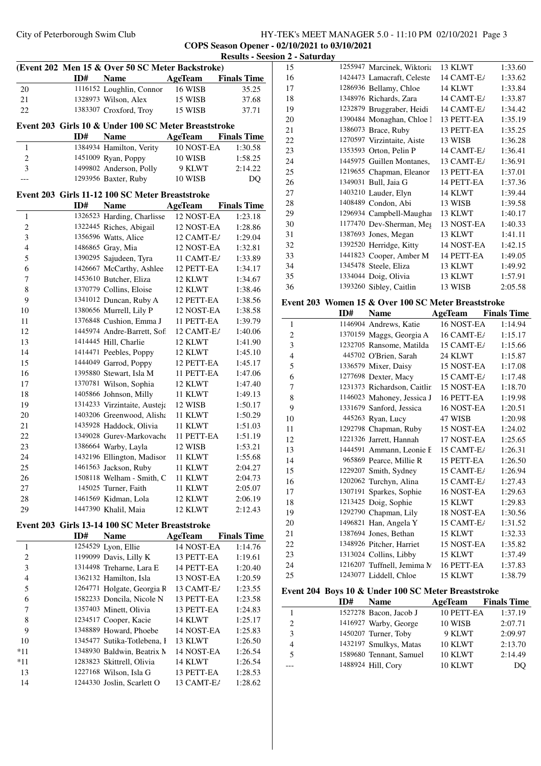**Results - Session 2 - Saturday**

## (Event 202 Men 15 & Over 50 SC Meter Backstroke)

| | ID# | Name | AgeTeam | Finals Time |
|---|---|---|---|---|
| 20 | 1116152 | Loughlin, Connor | 16 WISB | 35.25 |
| 21 | 1328973 | Wilson, Alex | 15 WISB | 37.68 |
| 22 | 1383307 | Croxford, Troy | 15 WISB | 37.71 |

## Event 203 Girls 10 & Under 100 SC Meter Breaststroke

| | ID# | Name | AgeTeam | Finals Time |
|---|---|---|---|---|
| 1 | 1384934 | Hamilton, Verity | 10 NOST-EA | 1:30.58 |
| 2 | 1451009 | Ryan, Poppy | 10 WISB | 1:58.25 |
| 3 | 1499802 | Anderson, Polly | 9 KLWT | 2:14.22 |
| --- | 1293956 | Baxter, Ruby | 10 WISB | DQ |

## Event 203 Girls 11-12 100 SC Meter Breaststroke

| | ID# | Name | AgeTeam | Finals Time |
|---|---|---|---|---|
| 1 | 1326523 | Harding, Charlisse | 12 NOST-EA | 1:23.18 |
| 2 | 1322445 | Riches, Abigail | 12 NOST-EA | 1:28.86 |
| 3 | 1356596 | Watts, Alice | 12 CAMT-EA | 1:29.04 |
| 4 | 1486865 | Gray, Mia | 12 NOST-EA | 1:32.81 |
| 5 | 1390295 | Sajudeen, Tyra | 11 CAMT-EA | 1:33.89 |
| 6 | 1426667 | McCarthy, Ashlee | 12 PETT-EA | 1:34.17 |
| 7 | 1453610 | Butcher, Eliza | 12 KLWT | 1:34.67 |
| 8 | 1370779 | Collins, Eloise | 12 KLWT | 1:38.46 |
| 9 | 1341012 | Duncan, Ruby A | 12 PETT-EA | 1:38.56 |
| 10 | 1380656 | Murrell, Lily P | 12 NOST-EA | 1:38.58 |
| 11 | 1376848 | Cushion, Emma J | 11 PETT-EA | 1:39.79 |
| 12 | 1445974 | Andre-Barrett, Sofi | 12 CAMT-EA | 1:40.06 |
| 13 | 1414445 | Hill, Charlie | 12 KLWT | 1:41.90 |
| 14 | 1414471 | Peebles, Poppy | 12 KLWT | 1:45.10 |
| 15 | 1444049 | Garrod, Poppy | 12 PETT-EA | 1:45.17 |
| 16 | 1395880 | Stewart, Isla M | 11 PETT-EA | 1:47.06 |
| 17 | 1370781 | Wilson, Sophia | 12 KLWT | 1:47.40 |
| 18 | 1405866 | Johnson, Milly | 11 KLWT | 1:49.13 |
| 19 | 1314233 | Virzintaite, Austeja | 12 WISB | 1:50.17 |
| 20 | 1403206 | Greenwood, Alisha | 11 KLWT | 1:50.29 |
| 21 | 1435928 | Haddock, Olivia | 11 KLWT | 1:51.03 |
| 22 | 1349028 | Gurev-Markovache | 11 PETT-EA | 1:51.19 |
| 23 | 1386664 | Warby, Layla | 12 WISB | 1:53.21 |
| 24 | 1432196 | Ellington, Madison | 11 KLWT | 1:55.68 |
| 25 | 1461563 | Jackson, Ruby | 11 KLWT | 2:04.27 |
| 26 | 1508118 | Welham - Smith, C | 11 KLWT | 2:04.73 |
| 27 | 145025 | Turner, Faith | 11 KLWT | 2:05.07 |
| 28 | 1461569 | Kidman, Lola | 12 KLWT | 2:06.19 |
| 29 | 1447390 | Khalil, Maia | 12 KLWT | 2:12.43 |

## Event 203 Girls 13-14 100 SC Meter Breaststroke

| | ID# | Name | AgeTeam | Finals Time |
|---|---|---|---|---|
| 1 | 1254529 | Lyon, Ellie | 14 NOST-EA | 1:14.76 |
| 2 | 1199099 | Davis, Lilly K | 13 PETT-EA | 1:19.61 |
| 3 | 1314498 | Treharne, Lara E | 14 PETT-EA | 1:20.40 |
| 4 | 1362132 | Hamilton, Isla | 13 NOST-EA | 1:20.59 |
| 5 | 1264771 | Holgate, Georgia R | 13 CAMT-EA | 1:23.55 |
| 6 | 1582233 | Doncila, Nicole N | 13 PETT-EA | 1:23.58 |
| 7 | 1357403 | Minett, Olivia | 13 PETT-EA | 1:24.83 |
| 8 | 1234517 | Cooper, Kacie | 14 KLWT | 1:25.17 |
| 9 | 1348889 | Howard, Phoebe | 14 NOST-EA | 1:25.83 |
| 10 | 1345477 | Sutika-Totlebena, I | 13 KLWT | 1:26.50 |
| *11 | 1348930 | Baldwin, Beatrix M | 14 NOST-EA | 1:26.54 |
| *11 | 1283823 | Skittrell, Olivia | 14 KLWT | 1:26.54 |
| 13 | 1227168 | Wilson, Isla G | 13 PETT-EA | 1:28.53 |
| 14 | 1244330 | Joslin, Scarlett O | 13 CAMT-EA | 1:28.62 |
| 15 | 1255947 | Marcinek, Wiktoria | 13 KLWT | 1:33.60 |
| 16 | 1424473 | Lamacraft, Celeste | 14 CAMT-EA | 1:33.62 |
| 17 | 1286936 | Bellamy, Chloe | 14 KLWT | 1:33.84 |
| 18 | 1348976 | Richards, Zara | 14 CAMT-EA | 1:33.87 |
| 19 | 1232879 | Bruggraber, Heidi | 14 CAMT-EA | 1:34.42 |
| 20 | 1390484 | Monaghan, Chloe I | 13 PETT-EA | 1:35.19 |
| 21 | 1386073 | Brace, Ruby | 13 PETT-EA | 1:35.25 |
| 22 | 1270597 | Virzintaite, Aiste | 13 WISB | 1:36.28 |
| 23 | 1353593 | Orton, Pelin P | 14 CAMT-EA | 1:36.41 |
| 24 | 1445975 | Guillen Montanes, | 13 CAMT-EA | 1:36.91 |
| 25 | 1219655 | Chapman, Eleanor | 13 PETT-EA | 1:37.01 |
| 26 | 1349031 | Bull, Jaia G | 14 PETT-EA | 1:37.36 |
| 27 | 1403210 | Lauder, Elyn | 14 KLWT | 1:39.44 |
| 28 | 1408489 | Condon, Abi | 13 WISB | 1:39.58 |
| 29 | 1296934 | Campbell-Maughan | 13 KLWT | 1:40.17 |
| 30 | 1177470 | Dev-Sherman, Meg | 13 NOST-EA | 1:40.33 |
| 31 | 1387693 | Jones, Megan | 13 KLWT | 1:41.11 |
| 32 | 1392520 | Herridge, Kitty | 14 NOST-EA | 1:42.15 |
| 33 | 1441823 | Cooper, Amber M | 14 PETT-EA | 1:49.05 |
| 34 | 1345478 | Steele, Eliza | 13 KLWT | 1:49.92 |
| 35 | 1334044 | Doig, Olivia | 13 KLWT | 1:57.91 |
| 36 | 1393260 | Sibley, Caitlin | 13 WISB | 2:05.58 |

## Event 203 Women 15 & Over 100 SC Meter Breaststroke

| | ID# | Name | AgeTeam | Finals Time |
|---|---|---|---|---|
| 1 | 1146904 | Andrews, Katie | 16 NOST-EA | 1:14.94 |
| 2 | 1370159 | Maggs, Georgia A | 16 CAMT-EA | 1:15.17 |
| 3 | 1232705 | Ransome, Matilda | 15 CAMT-EA | 1:15.66 |
| 4 | 445702 | O'Brien, Sarah | 24 KLWT | 1:15.87 |
| 5 | 1336579 | Mixer, Daisy | 15 NOST-EA | 1:17.08 |
| 6 | 1277698 | Dexter, Macy | 15 CAMT-EA | 1:17.48 |
| 7 | 1231373 | Richardson, Caitlin | 15 NOST-EA | 1:18.70 |
| 8 | 1146023 | Mahoney, Jessica J | 16 PETT-EA | 1:19.98 |
| 9 | 1331679 | Sanford, Jessica | 16 NOST-EA | 1:20.51 |
| 10 | 445263 | Ryan, Lucy | 47 WISB | 1:20.98 |
| 11 | 1292798 | Chapman, Ruby | 15 NOST-EA | 1:24.02 |
| 12 | 1221326 | Jarrett, Hannah | 17 NOST-EA | 1:25.65 |
| 13 | 1444591 | Ammann, Leonie E | 15 CAMT-EA | 1:26.31 |
| 14 | 965869 | Pearce, Millie R | 15 PETT-EA | 1:26.50 |
| 15 | 1229207 | Smith, Sydney | 15 CAMT-EA | 1:26.94 |
| 16 | 1202062 | Turchyn, Alina | 15 CAMT-EA | 1:27.43 |
| 17 | 1307191 | Sparkes, Sophie | 16 NOST-EA | 1:29.63 |
| 18 | 1213425 | Doig, Sophie | 15 KLWT | 1:29.83 |
| 19 | 1292790 | Chapman, Lily | 18 NOST-EA | 1:30.56 |
| 20 | 1496821 | Han, Angela Y | 15 CAMT-EA | 1:31.52 |
| 21 | 1387694 | Jones, Bethan | 15 KLWT | 1:32.33 |
| 22 | 1348926 | Pitcher, Harriet | 15 NOST-EA | 1:35.82 |
| 23 | 1313024 | Collins, Libby | 15 KLWT | 1:37.49 |
| 24 | 1216207 | Tuffnell, Jemima M | 16 PETT-EA | 1:37.83 |
| 25 | 1243077 | Liddell, Chloe | 15 KLWT | 1:38.79 |

## Event 204 Boys 10 & Under 100 SC Meter Breaststroke

| | ID# | Name | AgeTeam | Finals Time |
|---|---|---|---|---|
| 1 | 1527278 | Bacon, Jacob J | 10 PETT-EA | 1:37.19 |
| 2 | 1416927 | Warby, George | 10 WISB | 2:07.71 |
| 3 | 1450207 | Turner, Toby | 9 KLWT | 2:09.97 |
| 4 | 1432197 | Smulkys, Matas | 10 KLWT | 2:13.70 |
| 5 | 1589680 | Tennant, Samuel | 10 KLWT | 2:14.49 |
| --- | 1488924 | Hill, Cory | 10 KLWT | DQ |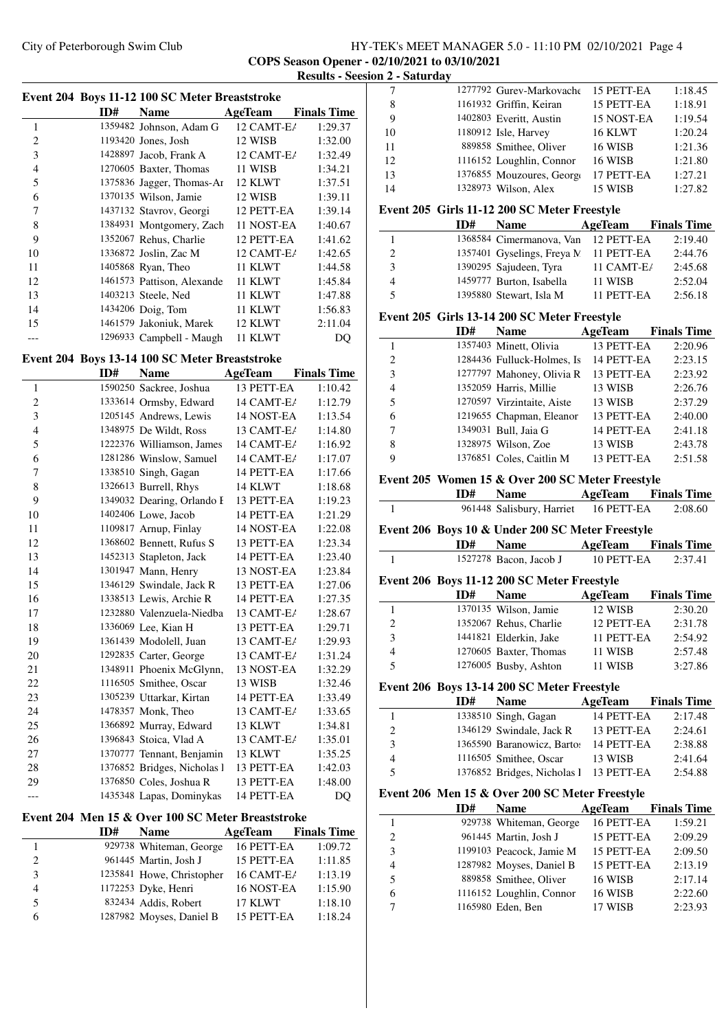## COPS Season Opener - 02/10/2021 to 03/10/2021

### Results - Session 2 - Saturday

#### Event 204 Boys 11-12 100 SC Meter Breaststroke

| | ID# | Name | AgeTeam | Finals Time |
|---|---|---|---|---|
| 1 | 1359482 | Johnson, Adam G | 12 CAMT-EA | 1:29.37 |
| 2 | 1193420 | Jones, Josh | 12 WISB | 1:32.00 |
| 3 | 1428897 | Jacob, Frank A | 12 CAMT-EA | 1:32.49 |
| 4 | 1270605 | Baxter, Thomas | 11 WISB | 1:34.21 |
| 5 | 1375836 | Jagger, Thomas-Ar | 12 KLWT | 1:37.51 |
| 6 | 1370135 | Wilson, Jamie | 12 WISB | 1:39.11 |
| 7 | 1437132 | Stavrov, Georgi | 12 PETT-EA | 1:39.14 |
| 8 | 1384931 | Montgomery, Zach | 11 NOST-EA | 1:40.67 |
| 9 | 1352067 | Rehus, Charlie | 12 PETT-EA | 1:41.62 |
| 10 | 1336872 | Joslin, Zac M | 12 CAMT-EA | 1:42.65 |
| 11 | 1405868 | Ryan, Theo | 11 KLWT | 1:44.58 |
| 12 | 1461573 | Pattison, Alexande | 11 KLWT | 1:45.84 |
| 13 | 1403213 | Steele, Ned | 11 KLWT | 1:47.88 |
| 14 | 1434206 | Doig, Tom | 11 KLWT | 1:56.83 |
| 15 | 1461579 | Jakoniuk, Marek | 12 KLWT | 2:11.04 |
| --- | 1296933 | Campbell - Maugh | 11 KLWT | DQ |

#### Event 204 Boys 13-14 100 SC Meter Breaststroke

| | ID# | Name | AgeTeam | Finals Time |
|---|---|---|---|---|
| 1 | 1590250 | Sackree, Joshua | 13 PETT-EA | 1:10.42 |
| 2 | 1333614 | Ormsby, Edward | 14 CAMT-EA | 1:12.79 |
| 3 | 1205145 | Andrews, Lewis | 14 NOST-EA | 1:13.54 |
| 4 | 1348975 | De Wildt, Ross | 13 CAMT-EA | 1:14.80 |
| 5 | 1222376 | Williamson, James | 14 CAMT-EA | 1:16.92 |
| 6 | 1281286 | Winslow, Samuel | 14 CAMT-EA | 1:17.07 |
| 7 | 1338510 | Singh, Gagan | 14 PETT-EA | 1:17.66 |
| 8 | 1326613 | Burrell, Rhys | 14 KLWT | 1:18.68 |
| 9 | 1349032 | Dearing, Orlando F | 13 PETT-EA | 1:19.23 |
| 10 | 1402406 | Lowe, Jacob | 14 PETT-EA | 1:21.29 |
| 11 | 1109817 | Arnup, Finlay | 14 NOST-EA | 1:22.08 |
| 12 | 1368602 | Bennett, Rufus S | 13 PETT-EA | 1:23.34 |
| 13 | 1452313 | Stapleton, Jack | 14 PETT-EA | 1:23.40 |
| 14 | 1301947 | Mann, Henry | 13 NOST-EA | 1:23.84 |
| 15 | 1346129 | Swindale, Jack R | 13 PETT-EA | 1:27.06 |
| 16 | 1338513 | Lewis, Archie R | 14 PETT-EA | 1:27.35 |
| 17 | 1232880 | Valenzuela-Niedba | 13 CAMT-EA | 1:28.67 |
| 18 | 1336069 | Lee, Kian H | 13 PETT-EA | 1:29.71 |
| 19 | 1361439 | Modolell, Juan | 13 CAMT-EA | 1:29.93 |
| 20 | 1292835 | Carter, George | 13 CAMT-EA | 1:31.24 |
| 21 | 1348911 | Phoenix McGlynn, | 13 NOST-EA | 1:32.29 |
| 22 | 1116505 | Smithee, Oscar | 13 WISB | 1:32.46 |
| 23 | 1305239 | Uttarkar, Kirtan | 14 PETT-EA | 1:33.49 |
| 24 | 1478357 | Monk, Theo | 13 CAMT-EA | 1:33.65 |
| 25 | 1366892 | Murray, Edward | 13 KLWT | 1:34.81 |
| 26 | 1396843 | Stoica, Vlad A | 13 CAMT-EA | 1:35.01 |
| 27 | 1370777 | Tennant, Benjamin | 13 KLWT | 1:35.25 |
| 28 | 1376852 | Bridges, Nicholas l | 13 PETT-EA | 1:42.03 |
| 29 | 1376850 | Coles, Joshua R | 13 PETT-EA | 1:48.00 |
| --- | 1435348 | Lapas, Dominykas | 14 PETT-EA | DQ |

#### Event 204 Men 15 & Over 100 SC Meter Breaststroke

| | ID# | Name | AgeTeam | Finals Time |
|---|---|---|---|---|
| 1 | 929738 | Whiteman, George | 16 PETT-EA | 1:09.72 |
| 2 | 961445 | Martin, Josh J | 15 PETT-EA | 1:11.85 |
| 3 | 1235841 | Howe, Christopher | 16 CAMT-EA | 1:13.19 |
| 4 | 1172253 | Dyke, Henri | 16 NOST-EA | 1:15.90 |
| 5 | 832434 | Addis, Robert | 17 KLWT | 1:18.10 |
| 6 | 1287982 | Moyses, Daniel B | 15 PETT-EA | 1:18.24 |
| 7 | 1277792 | Gurev-Markovache | 15 PETT-EA | 1:18.45 |
| 8 | 1161932 | Griffin, Keiran | 15 PETT-EA | 1:18.91 |
| 9 | 1402803 | Everitt, Austin | 15 NOST-EA | 1:19.54 |
| 10 | 1180912 | Isle, Harvey | 16 KLWT | 1:20.24 |
| 11 | 889858 | Smithee, Oliver | 16 WISB | 1:21.36 |
| 12 | 1116152 | Loughlin, Connor | 16 WISB | 1:21.80 |
| 13 | 1376855 | Mouzoures, Georg | 17 PETT-EA | 1:27.21 |
| 14 | 1328973 | Wilson, Alex | 15 WISB | 1:27.82 |

#### Event 205 Girls 11-12 200 SC Meter Freestyle

| | ID# | Name | AgeTeam | Finals Time |
|---|---|---|---|---|
| 1 | 1368584 | Cimermanova, Van | 12 PETT-EA | 2:19.40 |
| 2 | 1357401 | Gyselings, Freya M | 11 PETT-EA | 2:44.76 |
| 3 | 1390295 | Sajudeen, Tyra | 11 CAMT-EA | 2:45.68 |
| 4 | 1459777 | Burton, Isabella | 11 WISB | 2:52.04 |
| 5 | 1395880 | Stewart, Isla M | 11 PETT-EA | 2:56.18 |

#### Event 205 Girls 13-14 200 SC Meter Freestyle

| | ID# | Name | AgeTeam | Finals Time |
|---|---|---|---|---|
| 1 | 1357403 | Minett, Olivia | 13 PETT-EA | 2:20.96 |
| 2 | 1284436 | Fulluck-Holmes, Is | 14 PETT-EA | 2:23.15 |
| 3 | 1277797 | Mahoney, Olivia R | 13 PETT-EA | 2:23.92 |
| 4 | 1352059 | Harris, Millie | 13 WISB | 2:26.76 |
| 5 | 1270597 | Virzintaite, Aiste | 13 WISB | 2:37.29 |
| 6 | 1219655 | Chapman, Eleanor | 13 PETT-EA | 2:40.00 |
| 7 | 1349031 | Bull, Jaia G | 14 PETT-EA | 2:41.18 |
| 8 | 1328975 | Wilson, Zoe | 13 WISB | 2:43.78 |
| 9 | 1376851 | Coles, Caitlin M | 13 PETT-EA | 2:51.58 |

#### Event 205 Women 15 & Over 200 SC Meter Freestyle

| | ID# | Name | AgeTeam | Finals Time |
|---|---|---|---|---|
| 1 | 961448 | Salisbury, Harriet | 16 PETT-EA | 2:08.60 |

#### Event 206 Boys 10 & Under 200 SC Meter Freestyle

| | ID# | Name | AgeTeam | Finals Time |
|---|---|---|---|---|
| 1 | 1527278 | Bacon, Jacob J | 10 PETT-EA | 2:37.41 |

#### Event 206 Boys 11-12 200 SC Meter Freestyle

| | ID# | Name | AgeTeam | Finals Time |
|---|---|---|---|---|
| 1 | 1370135 | Wilson, Jamie | 12 WISB | 2:30.20 |
| 2 | 1352067 | Rehus, Charlie | 12 PETT-EA | 2:31.78 |
| 3 | 1441821 | Elderkin, Jake | 11 PETT-EA | 2:54.92 |
| 4 | 1270605 | Baxter, Thomas | 11 WISB | 2:57.48 |
| 5 | 1276005 | Busby, Ashton | 11 WISB | 3:27.86 |

#### Event 206 Boys 13-14 200 SC Meter Freestyle

| | ID# | Name | AgeTeam | Finals Time |
|---|---|---|---|---|
| 1 | 1338510 | Singh, Gagan | 14 PETT-EA | 2:17.48 |
| 2 | 1346129 | Swindale, Jack R | 13 PETT-EA | 2:24.61 |
| 3 | 1365590 | Baranowicz, Bartos | 14 PETT-EA | 2:38.88 |
| 4 | 1116505 | Smithee, Oscar | 13 WISB | 2:41.64 |
| 5 | 1376852 | Bridges, Nicholas l | 13 PETT-EA | 2:54.88 |

#### Event 206 Men 15 & Over 200 SC Meter Freestyle

| | ID# | Name | AgeTeam | Finals Time |
|---|---|---|---|---|
| 1 | 929738 | Whiteman, George | 16 PETT-EA | 1:59.21 |
| 2 | 961445 | Martin, Josh J | 15 PETT-EA | 2:09.29 |
| 3 | 1199103 | Peacock, Jamie M | 15 PETT-EA | 2:09.50 |
| 4 | 1287982 | Moyses, Daniel B | 15 PETT-EA | 2:13.19 |
| 5 | 889858 | Smithee, Oliver | 16 WISB | 2:17.14 |
| 6 | 1116152 | Loughlin, Connor | 16 WISB | 2:22.60 |
| 7 | 1165980 | Eden, Ben | 17 WISB | 2:23.93 |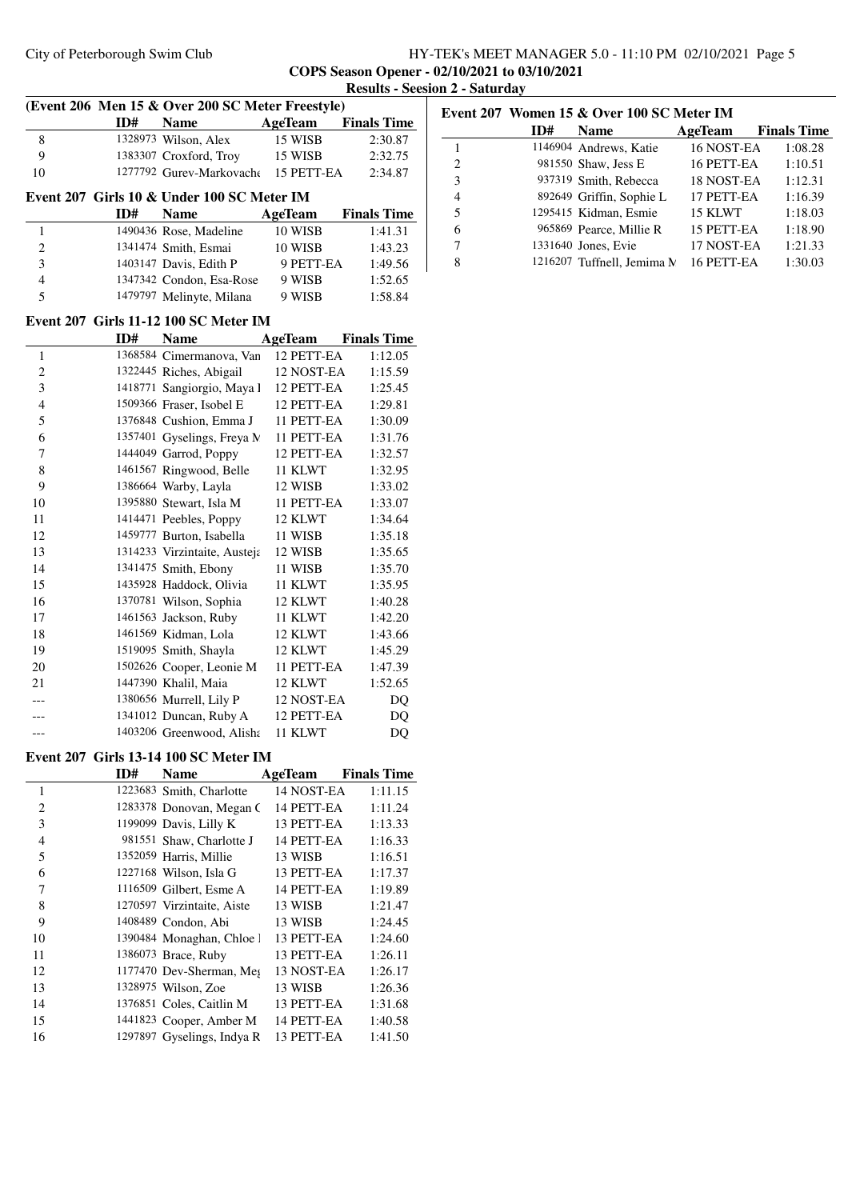COPS Season Opener - 02/10/2021 to 03/10/2021

Results - Session 2 - Saturday

### (Event 206 Men 15 & Over 200 SC Meter Freestyle)

| | ID# | Name | AgeTeam | Finals Time |
|---|---|---|---|---|
| 8 | 1328973 | Wilson, Alex | 15 WISB | 2:30.87 |
| 9 | 1383307 | Croxford, Troy | 15 WISB | 2:32.75 |
| 10 | 1277792 | Gurev-Markovache | 15 PETT-EA | 2:34.87 |

### Event 207 Girls 10 & Under 100 SC Meter IM

| | ID# | Name | AgeTeam | Finals Time |
|---|---|---|---|---|
| 1 | 1490436 | Rose, Madeline | 10 WISB | 1:41.31 |
| 2 | 1341474 | Smith, Esmai | 10 WISB | 1:43.23 |
| 3 | 1403147 | Davis, Edith P | 9 PETT-EA | 1:49.56 |
| 4 | 1347342 | Condon, Esa-Rose | 9 WISB | 1:52.65 |
| 5 | 1479797 | Melinyte, Milana | 9 WISB | 1:58.84 |

### Event 207 Girls 11-12 100 SC Meter IM

| | ID# | Name | AgeTeam | Finals Time |
|---|---|---|---|---|
| 1 | 1368584 | Cimermanova, Van | 12 PETT-EA | 1:12.05 |
| 2 | 1322445 | Riches, Abigail | 12 NOST-EA | 1:15.59 |
| 3 | 1418771 | Sangiorgio, Maya I | 12 PETT-EA | 1:25.45 |
| 4 | 1509366 | Fraser, Isobel E | 12 PETT-EA | 1:29.81 |
| 5 | 1376848 | Cushion, Emma J | 11 PETT-EA | 1:30.09 |
| 6 | 1357401 | Gyselings, Freya M | 11 PETT-EA | 1:31.76 |
| 7 | 1444049 | Garrod, Poppy | 12 PETT-EA | 1:32.57 |
| 8 | 1461567 | Ringwood, Belle | 11 KLWT | 1:32.95 |
| 9 | 1386664 | Warby, Layla | 12 WISB | 1:33.02 |
| 10 | 1395880 | Stewart, Isla M | 11 PETT-EA | 1:33.07 |
| 11 | 1414471 | Peebles, Poppy | 12 KLWT | 1:34.64 |
| 12 | 1459777 | Burton, Isabella | 11 WISB | 1:35.18 |
| 13 | 1314233 | Virzintaite, Austeja | 12 WISB | 1:35.65 |
| 14 | 1341475 | Smith, Ebony | 11 WISB | 1:35.70 |
| 15 | 1435928 | Haddock, Olivia | 11 KLWT | 1:35.95 |
| 16 | 1370781 | Wilson, Sophia | 12 KLWT | 1:40.28 |
| 17 | 1461563 | Jackson, Ruby | 11 KLWT | 1:42.20 |
| 18 | 1461569 | Kidman, Lola | 12 KLWT | 1:43.66 |
| 19 | 1519095 | Smith, Shayla | 12 KLWT | 1:45.29 |
| 20 | 1502626 | Cooper, Leonie M | 11 PETT-EA | 1:47.39 |
| 21 | 1447390 | Khalil, Maia | 12 KLWT | 1:52.65 |
| --- | 1380656 | Murrell, Lily P | 12 NOST-EA | DQ |
| --- | 1341012 | Duncan, Ruby A | 12 PETT-EA | DQ |
| --- | 1403206 | Greenwood, Alisha | 11 KLWT | DQ |

### Event 207 Girls 13-14 100 SC Meter IM

| | ID# | Name | AgeTeam | Finals Time |
|---|---|---|---|---|
| 1 | 1223683 | Smith, Charlotte | 14 NOST-EA | 1:11.15 |
| 2 | 1283378 | Donovan, Megan C | 14 PETT-EA | 1:11.24 |
| 3 | 1199099 | Davis, Lilly K | 13 PETT-EA | 1:13.33 |
| 4 | 981551 | Shaw, Charlotte J | 14 PETT-EA | 1:16.33 |
| 5 | 1352059 | Harris, Millie | 13 WISB | 1:16.51 |
| 6 | 1227168 | Wilson, Isla G | 13 PETT-EA | 1:17.37 |
| 7 | 1116509 | Gilbert, Esme A | 14 PETT-EA | 1:19.89 |
| 8 | 1270597 | Virzintaite, Aiste | 13 WISB | 1:21.47 |
| 9 | 1408489 | Condon, Abi | 13 WISB | 1:24.45 |
| 10 | 1390484 | Monaghan, Chloe I | 13 PETT-EA | 1:24.60 |
| 11 | 1386073 | Brace, Ruby | 13 PETT-EA | 1:26.11 |
| 12 | 1177470 | Dev-Sherman, Meg | 13 NOST-EA | 1:26.17 |
| 13 | 1328975 | Wilson, Zoe | 13 WISB | 1:26.36 |
| 14 | 1376851 | Coles, Caitlin M | 13 PETT-EA | 1:31.68 |
| 15 | 1441823 | Cooper, Amber M | 14 PETT-EA | 1:40.58 |
| 16 | 1297897 | Gyselings, Indya R | 13 PETT-EA | 1:41.50 |

### Event 207 Women 15 & Over 100 SC Meter IM

| | ID# | Name | AgeTeam | Finals Time |
|---|---|---|---|---|
| 1 | 1146904 | Andrews, Katie | 16 NOST-EA | 1:08.28 |
| 2 | 981550 | Shaw, Jess E | 16 PETT-EA | 1:10.51 |
| 3 | 937319 | Smith, Rebecca | 18 NOST-EA | 1:12.31 |
| 4 | 892649 | Griffin, Sophie L | 17 PETT-EA | 1:16.39 |
| 5 | 1295415 | Kidman, Esmie | 15 KLWT | 1:18.03 |
| 6 | 965869 | Pearce, Millie R | 15 PETT-EA | 1:18.90 |
| 7 | 1331640 | Jones, Evie | 17 NOST-EA | 1:21.33 |
| 8 | 1216207 | Tuffnell, Jemima M | 16 PETT-EA | 1:30.03 |